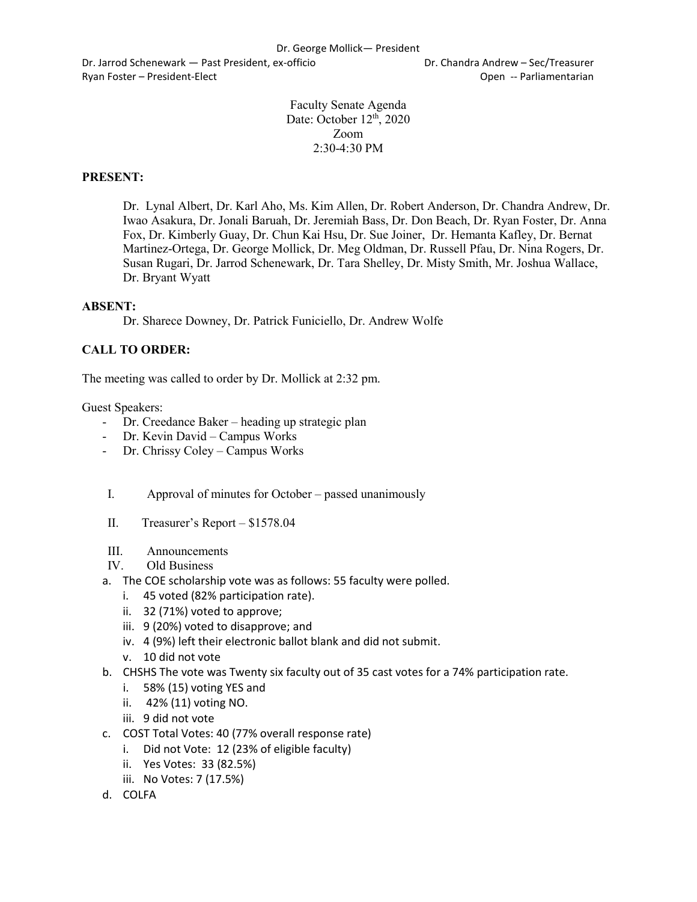Dr. George Mollick— President

Dr. Jarrod Schenewark — Past President, ex-officio

Dr. Chandra Andrew – Sec/Treasurer

Ryan Foster – President-Elect

Open -- Parliamentarian

Faculty Senate Agenda
Date: October 12th, 2020
Zoom
2:30-4:30 PM

**PRESENT:**

Dr. Lynal Albert, Dr. Karl Aho, Ms. Kim Allen, Dr. Robert Anderson, Dr. Chandra Andrew, Dr. Iwao Asakura, Dr. Jonali Baruah, Dr. Jeremiah Bass, Dr. Don Beach, Dr. Ryan Foster, Dr. Anna Fox, Dr. Kimberly Guay, Dr. Chun Kai Hsu, Dr. Sue Joiner, Dr. Hemanta Kafley, Dr. Bernat Martinez-Ortega, Dr. George Mollick, Dr. Meg Oldman, Dr. Russell Pfau, Dr. Nina Rogers, Dr. Susan Rugari, Dr. Jarrod Schenewark, Dr. Tara Shelley, Dr. Misty Smith, Mr. Joshua Wallace, Dr. Bryant Wyatt

**ABSENT:**

Dr. Sharece Downey, Dr. Patrick Funiciello, Dr. Andrew Wolfe

**CALL TO ORDER:**

The meeting was called to order by Dr. Mollick at 2:32 pm.

Guest Speakers:

- Dr. Creedance Baker – heading up strategic plan
- Dr. Kevin David – Campus Works
- Dr. Chrissy Coley – Campus Works

I. Approval of minutes for October – passed unanimously

II. Treasurer's Report – $1578.04

III. Announcements

IV. Old Business

a. The COE scholarship vote was as follows: 55 faculty were polled.
   i. 45 voted (82% participation rate).
   ii. 32 (71%) voted to approve;
   iii. 9 (20%) voted to disapprove; and
   iv. 4 (9%) left their electronic ballot blank and did not submit.
   v. 10 did not vote
b. CHSHS The vote was Twenty six faculty out of 35 cast votes for a 74% participation rate.
   i. 58% (15) voting YES and
   ii. 42% (11) voting NO.
   iii. 9 did not vote
c. COST Total Votes: 40 (77% overall response rate)
   i. Did not Vote: 12 (23% of eligible faculty)
   ii. Yes Votes: 33 (82.5%)
   iii. No Votes: 7 (17.5%)
d. COLFA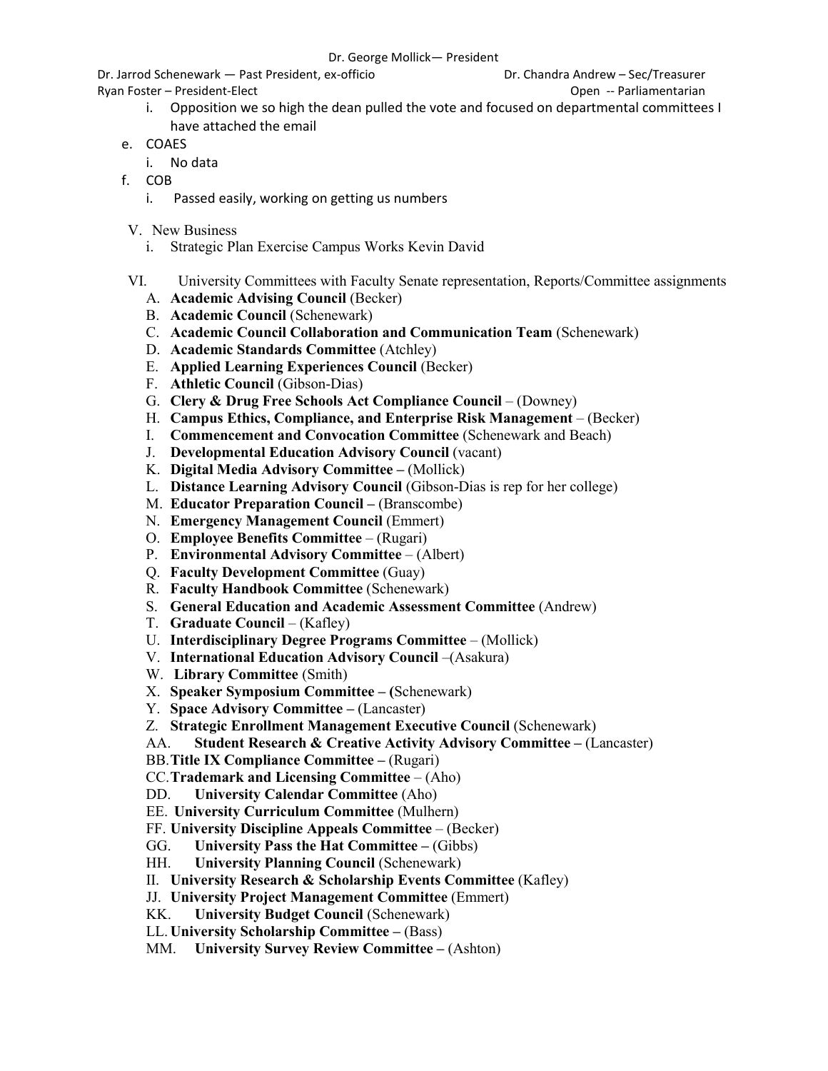Dr. George Mollick— President

Dr. Jarrod Schenewark — Past President, ex-officio

Dr. Chandra Andrew – Sec/Treasurer

Ryan Foster – President-Elect

Open -- Parliamentarian

i. Opposition we so high the dean pulled the vote and focused on departmental committees I have attached the email

e. COAES

  i. No data

f. COB

  i. Passed easily, working on getting us numbers

V. New Business

  i. Strategic Plan Exercise Campus Works Kevin David

VI. University Committees with Faculty Senate representation, Reports/Committee assignments

A. **Academic Advising Council** (Becker)
B. **Academic Council** (Schenewark)
C. **Academic Council Collaboration and Communication Team** (Schenewark)
D. **Academic Standards Committee** (Atchley)
E. **Applied Learning Experiences Council** (Becker)
F. **Athletic Council** (Gibson-Dias)
G. **Clery & Drug Free Schools Act Compliance Council** – (Downey)
H. **Campus Ethics, Compliance, and Enterprise Risk Management** – (Becker)
I. **Commencement and Convocation Committee** (Schenewark and Beach)
J. **Developmental Education Advisory Council** (vacant)
K. **Digital Media Advisory Committee –** (Mollick)
L. **Distance Learning Advisory Council** (Gibson-Dias is rep for her college)
M. **Educator Preparation Council –** (Branscombe)
N. **Emergency Management Council** (Emmert)
O. **Employee Benefits Committee** – (Rugari)
P. **Environmental Advisory Committee** – (Albert)
Q. **Faculty Development Committee** (Guay)
R. **Faculty Handbook Committee** (Schenewark)
S. **General Education and Academic Assessment Committee** (Andrew)
T. **Graduate Council** – (Kafley)
U. **Interdisciplinary Degree Programs Committee** – (Mollick)
V. **International Education Advisory Council** –(Asakura)
W. **Library Committee** (Smith)
X. **Speaker Symposium Committee – (**Schenewark)
Y. **Space Advisory Committee –** (Lancaster)
Z. **Strategic Enrollment Management Executive Council** (Schenewark)
AA. **Student Research & Creative Activity Advisory Committee –** (Lancaster)
BB. **Title IX Compliance Committee –** (Rugari)
CC. **Trademark and Licensing Committee** – (Aho)
DD. **University Calendar Committee** (Aho)
EE. **University Curriculum Committee** (Mulhern)
FF. **University Discipline Appeals Committee** – (Becker)
GG. **University Pass the Hat Committee –** (Gibbs)
HH. **University Planning Council** (Schenewark)
II. **University Research & Scholarship Events Committee** (Kafley)
JJ. **University Project Management Committee** (Emmert)
KK. **University Budget Council** (Schenewark)
LL. **University Scholarship Committee –** (Bass)
MM. **University Survey Review Committee –** (Ashton)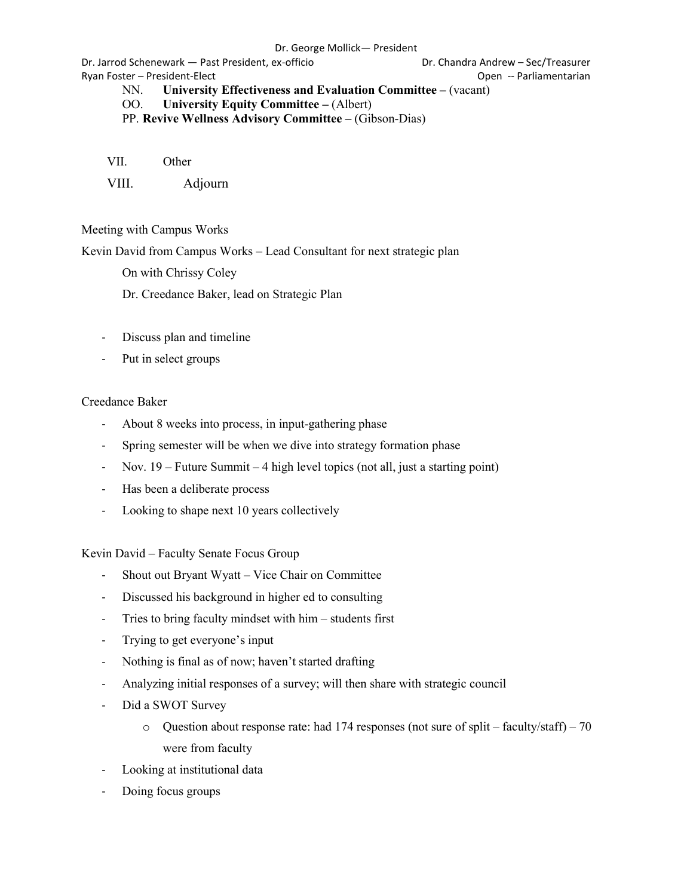NN. **University Effectiveness and Evaluation Committee –** (vacant)

OO. **University Equity Committee –** (Albert)

PP. **Revive Wellness Advisory Committee –** (Gibson-Dias)

VII. Other

VIII. Adjourn

Meeting with Campus Works

Kevin David from Campus Works – Lead Consultant for next strategic plan

On with Chrissy Coley

Dr. Creedance Baker, lead on Strategic Plan

- Discuss plan and timeline
- Put in select groups

Creedance Baker

- About 8 weeks into process, in input-gathering phase
- Spring semester will be when we dive into strategy formation phase
- Nov. 19 – Future Summit – 4 high level topics (not all, just a starting point)
- Has been a deliberate process
- Looking to shape next 10 years collectively

Kevin David – Faculty Senate Focus Group

- Shout out Bryant Wyatt – Vice Chair on Committee
- Discussed his background in higher ed to consulting
- Tries to bring faculty mindset with him – students first
- Trying to get everyone's input
- Nothing is final as of now; haven't started drafting
- Analyzing initial responses of a survey; will then share with strategic council
- Did a SWOT Survey
  - Question about response rate: had 174 responses (not sure of split – faculty/staff) – 70 were from faculty
- Looking at institutional data
- Doing focus groups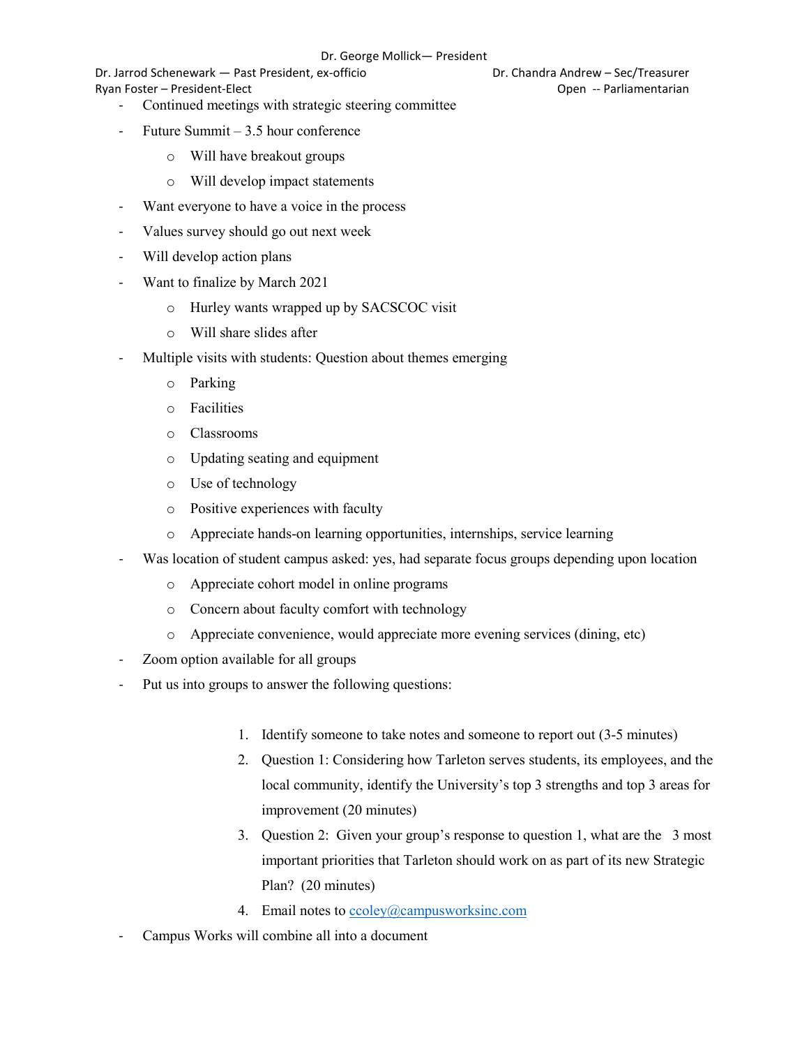- Continued meetings with strategic steering committee
- Future Summit – 3.5 hour conference
  - Will have breakout groups
  - Will develop impact statements
- Want everyone to have a voice in the process
- Values survey should go out next week
- Will develop action plans
- Want to finalize by March 2021
  - Hurley wants wrapped up by SACSCOC visit
  - Will share slides after
- Multiple visits with students: Question about themes emerging
  - Parking
  - Facilities
  - Classrooms
  - Updating seating and equipment
  - Use of technology
  - Positive experiences with faculty
  - Appreciate hands-on learning opportunities, internships, service learning
- Was location of student campus asked: yes, had separate focus groups depending upon location
  - Appreciate cohort model in online programs
  - Concern about faculty comfort with technology
  - Appreciate convenience, would appreciate more evening services (dining, etc)
- Zoom option available for all groups
- Put us into groups to answer the following questions:

  1. Identify someone to take notes and someone to report out (3-5 minutes)
  2. Question 1: Considering how Tarleton serves students, its employees, and the local community, identify the University's top 3 strengths and top 3 areas for improvement (20 minutes)
  3. Question 2: Given your group's response to question 1, what are the 3 most important priorities that Tarleton should work on as part of its new Strategic Plan? (20 minutes)
  4. Email notes to ccoley@campusworksinc.com
- Campus Works will combine all into a document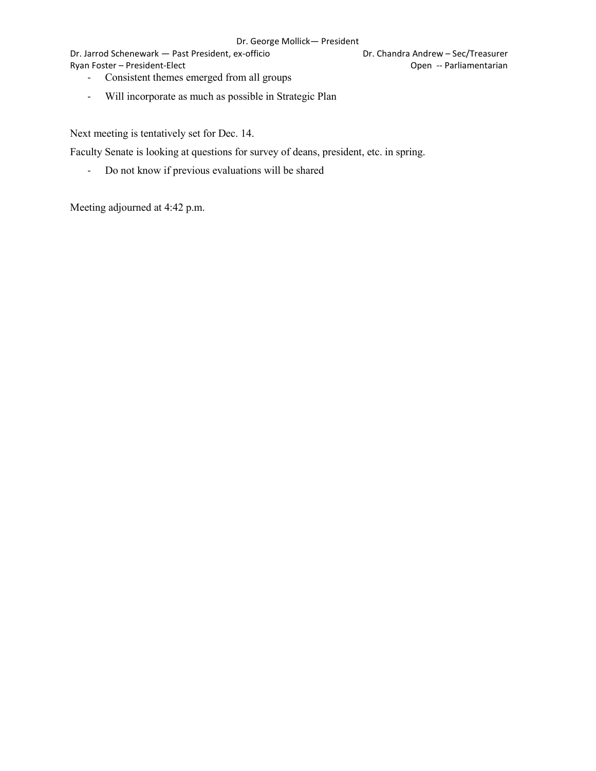- Consistent themes emerged from all groups
- Will incorporate as much as possible in Strategic Plan

Next meeting is tentatively set for Dec. 14.

Faculty Senate is looking at questions for survey of deans, president, etc. in spring.

- Do not know if previous evaluations will be shared

Meeting adjourned at 4:42 p.m.